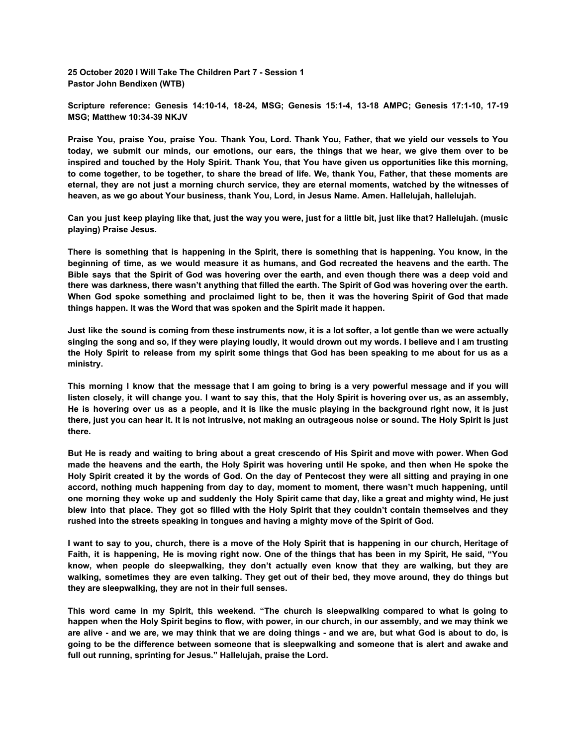**25 October 2020 I Will Take The Children Part 7 - Session 1**
**Pastor John Bendixen (WTB)**

**Scripture reference: Genesis 14:10-14, 18-24, MSG; Genesis 15:1-4, 13-18 AMPC; Genesis 17:1-10, 17-19 MSG; Matthew 10:34-39 NKJV**

Praise You, praise You, praise You. Thank You, Lord. Thank You, Father, that we yield our vessels to You today, we submit our minds, our emotions, our ears, the things that we hear, we give them over to be inspired and touched by the Holy Spirit. Thank You, that You have given us opportunities like this morning, to come together, to be together, to share the bread of life. We, thank You, Father, that these moments are eternal, they are not just a morning church service, they are eternal moments, watched by the witnesses of heaven, as we go about Your business, thank You, Lord, in Jesus Name. Amen. Hallelujah, hallelujah.

Can you just keep playing like that, just the way you were, just for a little bit, just like that? Hallelujah. (music playing) Praise Jesus.

There is something that is happening in the Spirit, there is something that is happening. You know, in the beginning of time, as we would measure it as humans, and God recreated the heavens and the earth. The Bible says that the Spirit of God was hovering over the earth, and even though there was a deep void and there was darkness, there wasn't anything that filled the earth. The Spirit of God was hovering over the earth. When God spoke something and proclaimed light to be, then it was the hovering Spirit of God that made things happen. It was the Word that was spoken and the Spirit made it happen.

Just like the sound is coming from these instruments now, it is a lot softer, a lot gentle than we were actually singing the song and so, if they were playing loudly, it would drown out my words. I believe and I am trusting the Holy Spirit to release from my spirit some things that God has been speaking to me about for us as a ministry.

This morning I know that the message that I am going to bring is a very powerful message and if you will listen closely, it will change you. I want to say this, that the Holy Spirit is hovering over us, as an assembly, He is hovering over us as a people, and it is like the music playing in the background right now, it is just there, just you can hear it. It is not intrusive, not making an outrageous noise or sound. The Holy Spirit is just there.

But He is ready and waiting to bring about a great crescendo of His Spirit and move with power. When God made the heavens and the earth, the Holy Spirit was hovering until He spoke, and then when He spoke the Holy Spirit created it by the words of God. On the day of Pentecost they were all sitting and praying in one accord, nothing much happening from day to day, moment to moment, there wasn't much happening, until one morning they woke up and suddenly the Holy Spirit came that day, like a great and mighty wind, He just blew into that place. They got so filled with the Holy Spirit that they couldn't contain themselves and they rushed into the streets speaking in tongues and having a mighty move of the Spirit of God.

I want to say to you, church, there is a move of the Holy Spirit that is happening in our church, Heritage of Faith, it is happening, He is moving right now. One of the things that has been in my Spirit, He said, "You know, when people do sleepwalking, they don't actually even know that they are walking, but they are walking, sometimes they are even talking. They get out of their bed, they move around, they do things but they are sleepwalking, they are not in their full senses.

This word came in my Spirit, this weekend. "The church is sleepwalking compared to what is going to happen when the Holy Spirit begins to flow, with power, in our church, in our assembly, and we may think we are alive - and we are, we may think that we are doing things - and we are, but what God is about to do, is going to be the difference between someone that is sleepwalking and someone that is alert and awake and full out running, sprinting for Jesus." Hallelujah, praise the Lord.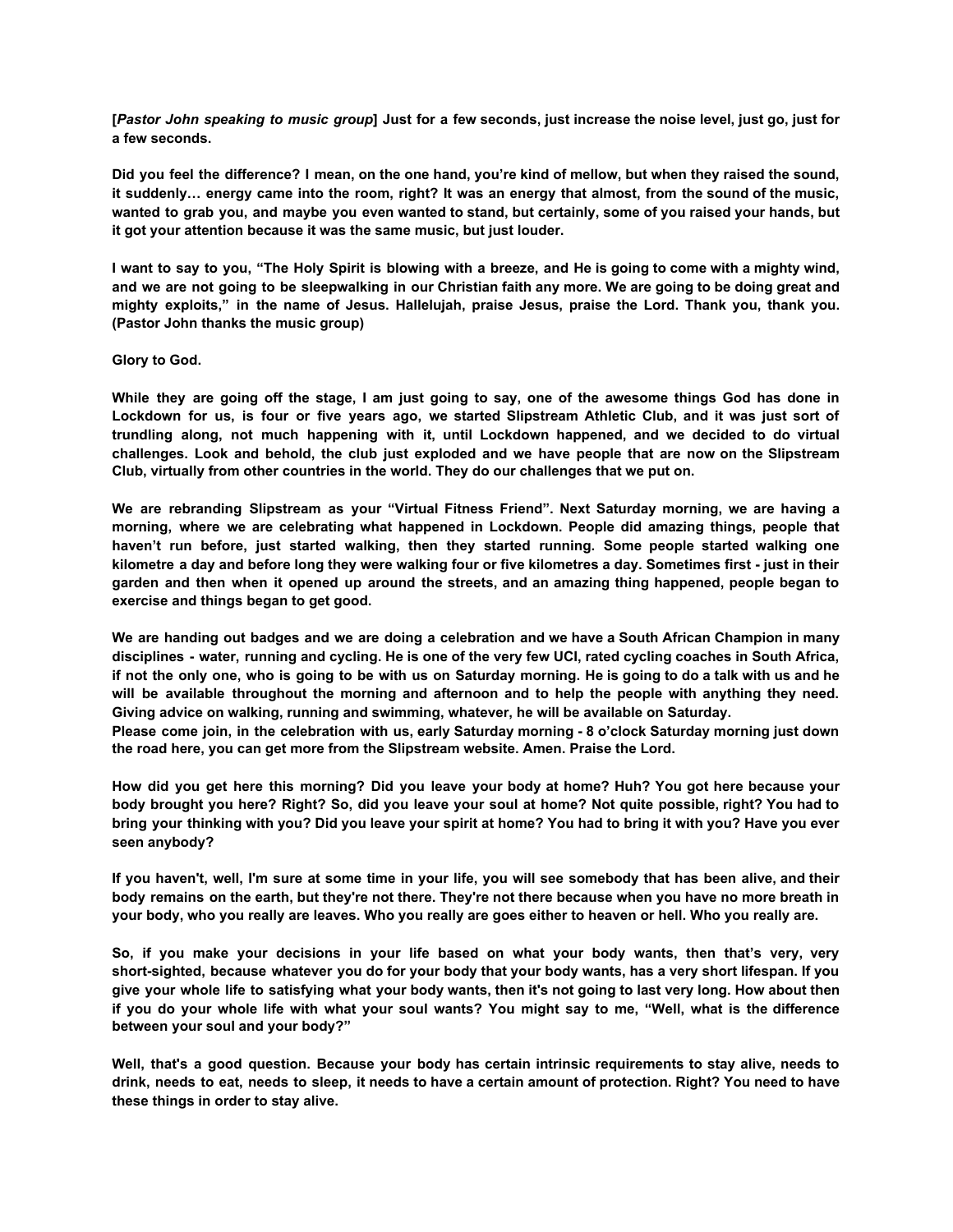**[*Pastor John speaking to music group*] Just for a few seconds, just increase the noise level, just go, just for a few seconds.**

**Did you feel the difference? I mean, on the one hand, you're kind of mellow, but when they raised the sound, it suddenly… energy came into the room, right? It was an energy that almost, from the sound of the music, wanted to grab you, and maybe you even wanted to stand, but certainly, some of you raised your hands, but it got your attention because it was the same music, but just louder.**

**I want to say to you, "The Holy Spirit is blowing with a breeze, and He is going to come with a mighty wind, and we are not going to be sleepwalking in our Christian faith any more. We are going to be doing great and mighty exploits," in the name of Jesus. Hallelujah, praise Jesus, praise the Lord. Thank you, thank you. (Pastor John thanks the music group)**

**Glory to God.**

**While they are going off the stage, I am just going to say, one of the awesome things God has done in Lockdown for us, is four or five years ago, we started Slipstream Athletic Club, and it was just sort of trundling along, not much happening with it, until Lockdown happened, and we decided to do virtual challenges. Look and behold, the club just exploded and we have people that are now on the Slipstream Club, virtually from other countries in the world. They do our challenges that we put on.**

**We are rebranding Slipstream as your "Virtual Fitness Friend". Next Saturday morning, we are having a morning, where we are celebrating what happened in Lockdown. People did amazing things, people that haven't run before, just started walking, then they started running. Some people started walking one kilometre a day and before long they were walking four or five kilometres a day. Sometimes first - just in their garden and then when it opened up around the streets, and an amazing thing happened, people began to exercise and things began to get good.**

**We are handing out badges and we are doing a celebration and we have a South African Champion in many disciplines - water, running and cycling. He is one of the very few UCI, rated cycling coaches in South Africa, if not the only one, who is going to be with us on Saturday morning. He is going to do a talk with us and he will be available throughout the morning and afternoon and to help the people with anything they need. Giving advice on walking, running and swimming, whatever, he will be available on Saturday.**
**Please come join, in the celebration with us, early Saturday morning - 8 o'clock Saturday morning just down the road here, you can get more from the Slipstream website. Amen. Praise the Lord.**

**How did you get here this morning? Did you leave your body at home? Huh? You got here because your body brought you here? Right? So, did you leave your soul at home? Not quite possible, right? You had to bring your thinking with you? Did you leave your spirit at home? You had to bring it with you? Have you ever seen anybody?**

**If you haven't, well, I'm sure at some time in your life, you will see somebody that has been alive, and their body remains on the earth, but they're not there. They're not there because when you have no more breath in your body, who you really are leaves. Who you really are goes either to heaven or hell. Who you really are.**

**So, if you make your decisions in your life based on what your body wants, then that's very, very short-sighted, because whatever you do for your body that your body wants, has a very short lifespan. If you give your whole life to satisfying what your body wants, then it's not going to last very long. How about then if you do your whole life with what your soul wants? You might say to me, "Well, what is the difference between your soul and your body?"**

**Well, that's a good question. Because your body has certain intrinsic requirements to stay alive, needs to drink, needs to eat, needs to sleep, it needs to have a certain amount of protection. Right? You need to have these things in order to stay alive.**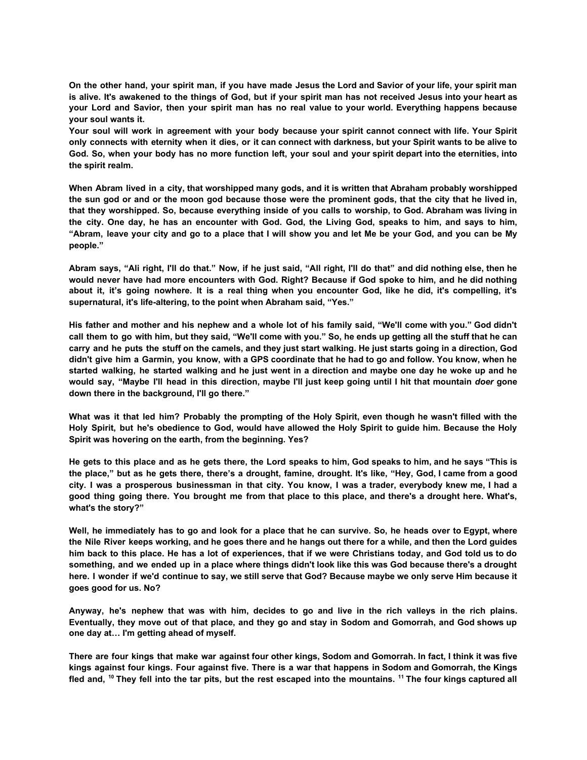**On the other hand, your spirit man, if you have made Jesus the Lord and Savior of your life, your spirit man is alive. It's awakened to the things of God, but if your spirit man has not received Jesus into your heart as your Lord and Savior, then your spirit man has no real value to your world. Everything happens because your soul wants it.**

**Your soul will work in agreement with your body because your spirit cannot connect with life. Your Spirit only connects with eternity when it dies, or it can connect with darkness, but your Spirit wants to be alive to God. So, when your body has no more function left, your soul and your spirit depart into the eternities, into the spirit realm.**

**When Abram lived in a city, that worshipped many gods, and it is written that Abraham probably worshipped the sun god or and or the moon god because those were the prominent gods, that the city that he lived in, that they worshipped. So, because everything inside of you calls to worship, to God. Abraham was living in the city. One day, he has an encounter with God. God, the Living God, speaks to him, and says to him, "Abram, leave your city and go to a place that I will show you and let Me be your God, and you can be My people."**

**Abram says, "Ali right, I'll do that." Now, if he just said, "All right, I'll do that" and did nothing else, then he would never have had more encounters with God. Right? Because if God spoke to him, and he did nothing about it, it's going nowhere. It is a real thing when you encounter God, like he did, it's compelling, it's supernatural, it's life-altering, to the point when Abraham said, "Yes."**

**His father and mother and his nephew and a whole lot of his family said, "We'll come with you." God didn't call them to go with him, but they said, "We'll come with you." So, he ends up getting all the stuff that he can carry and he puts the stuff on the camels, and they just start walking. He just starts going in a direction, God didn't give him a Garmin, you know, with a GPS coordinate that he had to go and follow. You know, when he started walking, he started walking and he just went in a direction and maybe one day he woke up and he would say, "Maybe I'll head in this direction, maybe I'll just keep going until I hit that mountain *doer* gone down there in the background, I'll go there."**

**What was it that led him? Probably the prompting of the Holy Spirit, even though he wasn't filled with the Holy Spirit, but he's obedience to God, would have allowed the Holy Spirit to guide him. Because the Holy Spirit was hovering on the earth, from the beginning. Yes?**

**He gets to this place and as he gets there, the Lord speaks to him, God speaks to him, and he says "This is the place," but as he gets there, there's a drought, famine, drought. It's like, "Hey, God, I came from a good city. I was a prosperous businessman in that city. You know, I was a trader, everybody knew me, I had a good thing going there. You brought me from that place to this place, and there's a drought here. What's, what's the story?"**

**Well, he immediately has to go and look for a place that he can survive. So, he heads over to Egypt, where the Nile River keeps working, and he goes there and he hangs out there for a while, and then the Lord guides him back to this place. He has a lot of experiences, that if we were Christians today, and God told us to do something, and we ended up in a place where things didn't look like this was God because there's a drought here. I wonder if we'd continue to say, we still serve that God? Because maybe we only serve Him because it goes good for us. No?**

**Anyway, he's nephew that was with him, decides to go and live in the rich valleys in the rich plains. Eventually, they move out of that place, and they go and stay in Sodom and Gomorrah, and God shows up one day at… I'm getting ahead of myself.**

**There are four kings that make war against four other kings, Sodom and Gomorrah. In fact, I think it was five kings against four kings. Four against five. There is a war that happens in Sodom and Gomorrah, the Kings fled and, [10] They fell into the tar pits, but the rest escaped into the mountains. [11] The four kings captured all**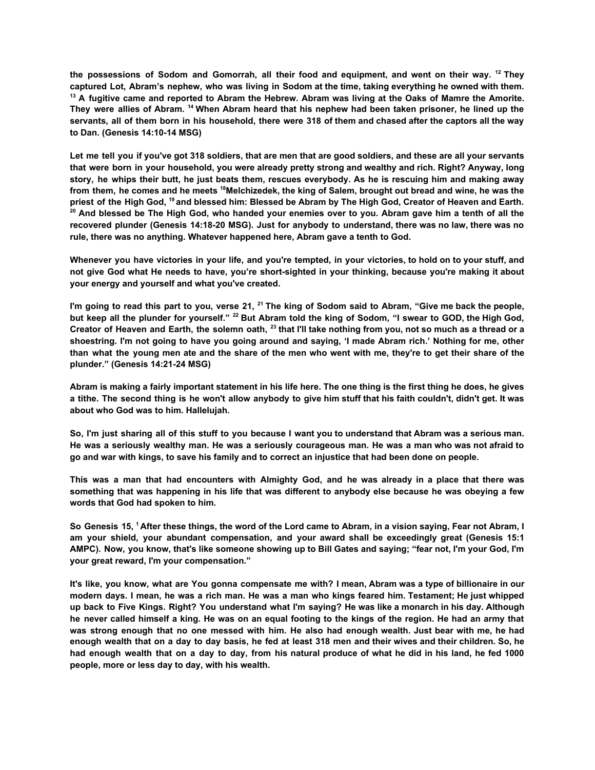**the possessions of Sodom and Gomorrah, all their food and equipment, and went on their way. [12] They captured Lot, Abram's nephew, who was living in Sodom at the time, taking everything he owned with them. [13] A fugitive came and reported to Abram the Hebrew. Abram was living at the Oaks of Mamre the Amorite. They were allies of Abram. [14] When Abram heard that his nephew had been taken prisoner, he lined up the servants, all of them born in his household, there were 318 of them and chased after the captors all the way to Dan. (Genesis 14:10-14 MSG)**

**Let me tell you if you've got 318 soldiers, that are men that are good soldiers, and these are all your servants that were born in your household, you were already pretty strong and wealthy and rich. Right? Anyway, long story, he whips their butt, he just beats them, rescues everybody. As he is rescuing him and making away from them, he comes and he meets [18]Melchizedek, the king of Salem, brought out bread and wine, he was the priest of the High God, [19] and blessed him: Blessed be Abram by The High God, Creator of Heaven and Earth. [20] And blessed be The High God, who handed your enemies over to you. Abram gave him a tenth of all the recovered plunder (Genesis 14:18-20 MSG). Just for anybody to understand, there was no law, there was no rule, there was no anything. Whatever happened here, Abram gave a tenth to God.**

**Whenever you have victories in your life, and you're tempted, in your victories, to hold on to your stuff, and not give God what He needs to have, you're short-sighted in your thinking, because you're making it about your energy and yourself and what you've created.**

**I'm going to read this part to you, verse 21, [21] The king of Sodom said to Abram, "Give me back the people, but keep all the plunder for yourself." [22] But Abram told the king of Sodom, "I swear to GOD, the High God, Creator of Heaven and Earth, the solemn oath, [23] that I'll take nothing from you, not so much as a thread or a shoestring. I'm not going to have you going around and saying, 'I made Abram rich.' Nothing for me, other than what the young men ate and the share of the men who went with me, they're to get their share of the plunder." (Genesis 14:21-24 MSG)**

**Abram is making a fairly important statement in his life here. The one thing is the first thing he does, he gives a tithe. The second thing is he won't allow anybody to give him stuff that his faith couldn't, didn't get. It was about who God was to him. Hallelujah.**

**So, I'm just sharing all of this stuff to you because I want you to understand that Abram was a serious man. He was a seriously wealthy man. He was a seriously courageous man. He was a man who was not afraid to go and war with kings, to save his family and to correct an injustice that had been done on people.**

**This was a man that had encounters with Almighty God, and he was already in a place that there was something that was happening in his life that was different to anybody else because he was obeying a few words that God had spoken to him.**

**So Genesis 15, [1] After these things, the word of the Lord came to Abram, in a vision saying, Fear not Abram, I am your shield, your abundant compensation, and your award shall be exceedingly great (Genesis 15:1 AMPC). Now, you know, that's like someone showing up to Bill Gates and saying; "fear not, I'm your God, I'm your great reward, I'm your compensation."**

**It's like, you know, what are You gonna compensate me with? I mean, Abram was a type of billionaire in our modern days. I mean, he was a rich man. He was a man who kings feared him. Testament; He just whipped up back to Five Kings. Right? You understand what I'm saying? He was like a monarch in his day. Although he never called himself a king. He was on an equal footing to the kings of the region. He had an army that was strong enough that no one messed with him. He also had enough wealth. Just bear with me, he had enough wealth that on a day to day basis, he fed at least 318 men and their wives and their children. So, he had enough wealth that on a day to day, from his natural produce of what he did in his land, he fed 1000 people, more or less day to day, with his wealth.**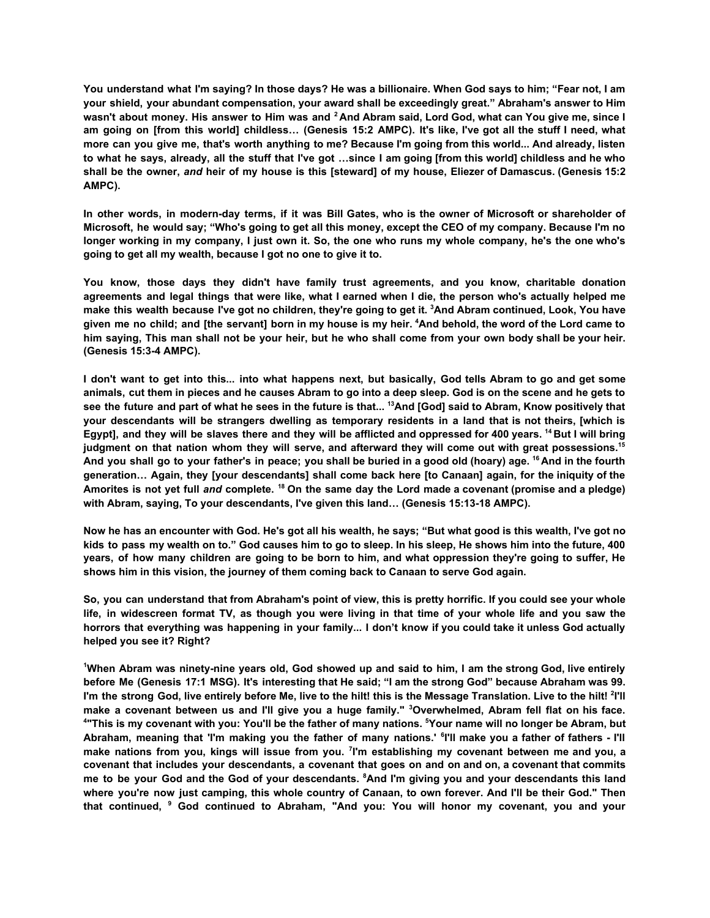**You understand what I'm saying? In those days? He was a billionaire. When God says to him; "Fear not, I am your shield, your abundant compensation, your award shall be exceedingly great." Abraham's answer to Him wasn't about money. His answer to Him was and [2] And Abram said, Lord God, what can You give me, since I am going on [from this world] childless… (Genesis 15:2 AMPC). It's like, I've got all the stuff I need, what more can you give me, that's worth anything to me? Because I'm going from this world... And already, listen to what he says, already, all the stuff that I've got …since I am going [from this world] childless and he who shall be the owner, *and* heir of my house is this [steward] of my house, Eliezer of Damascus. (Genesis 15:2 AMPC).**

**In other words, in modern-day terms, if it was Bill Gates, who is the owner of Microsoft or shareholder of Microsoft, he would say; "Who's going to get all this money, except the CEO of my company. Because I'm no longer working in my company, I just own it. So, the one who runs my whole company, he's the one who's going to get all my wealth, because I got no one to give it to.**

**You know, those days they didn't have family trust agreements, and you know, charitable donation agreements and legal things that were like, what I earned when I die, the person who's actually helped me make this wealth because I've got no children, they're going to get it. [3]And Abram continued, Look, You have given me no child; and [the servant] born in my house is my heir. [4]And behold, the word of the Lord came to him saying, This man shall not be your heir, but he who shall come from your own body shall be your heir. (Genesis 15:3-4 AMPC).**

**I don't want to get into this... into what happens next, but basically, God tells Abram to go and get some animals, cut them in pieces and he causes Abram to go into a deep sleep. God is on the scene and he gets to see the future and part of what he sees in the future is that... [13]And [God] said to Abram, Know positively that your descendants will be strangers dwelling as temporary residents in a land that is not theirs, [which is Egypt], and they will be slaves there and they will be afflicted and oppressed for 400 years. [14] But I will bring judgment on that nation whom they will serve, and afterward they will come out with great possessions.[15] And you shall go to your father's in peace; you shall be buried in a good old (hoary) age. [16] And in the fourth generation… Again, they [your descendants] shall come back here [to Canaan] again, for the iniquity of the Amorites is not yet full *and* complete. [18] On the same day the Lord made a covenant (promise and a pledge) with Abram, saying, To your descendants, I've given this land… (Genesis 15:13-18 AMPC).**

**Now he has an encounter with God. He's got all his wealth, he says; "But what good is this wealth, I've got no kids to pass my wealth on to." God causes him to go to sleep. In his sleep, He shows him into the future, 400 years, of how many children are going to be born to him, and what oppression they're going to suffer, He shows him in this vision, the journey of them coming back to Canaan to serve God again.**

**So, you can understand that from Abraham's point of view, this is pretty horrific. If you could see your whole life, in widescreen format TV, as though you were living in that time of your whole life and you saw the horrors that everything was happening in your family... I don't know if you could take it unless God actually helped you see it? Right?**

**[1]When Abram was ninety-nine years old, God showed up and said to him, I am the strong God, live entirely before Me (Genesis 17:1 MSG). It's interesting that He said; "I am the strong God" because Abraham was 99. I'm the strong God, live entirely before Me, live to the hilt! this is the Message Translation. Live to the hilt! [2]I'll make a covenant between us and I'll give you a huge family." [3]Overwhelmed, Abram fell flat on his face. [4]"This is my covenant with you: You'll be the father of many nations. [5]Your name will no longer be Abram, but Abraham, meaning that 'I'm making you the father of many nations.' [6]I'll make you a father of fathers - I'll make nations from you, kings will issue from you. [7]I'm establishing my covenant between me and you, a covenant that includes your descendants, a covenant that goes on and on and on, a covenant that commits me to be your God and the God of your descendants. [8]And I'm giving you and your descendants this land where you're now just camping, this whole country of Canaan, to own forever. And I'll be their God." Then that continued, [9] God continued to Abraham, "And you: You will honor my covenant, you and your**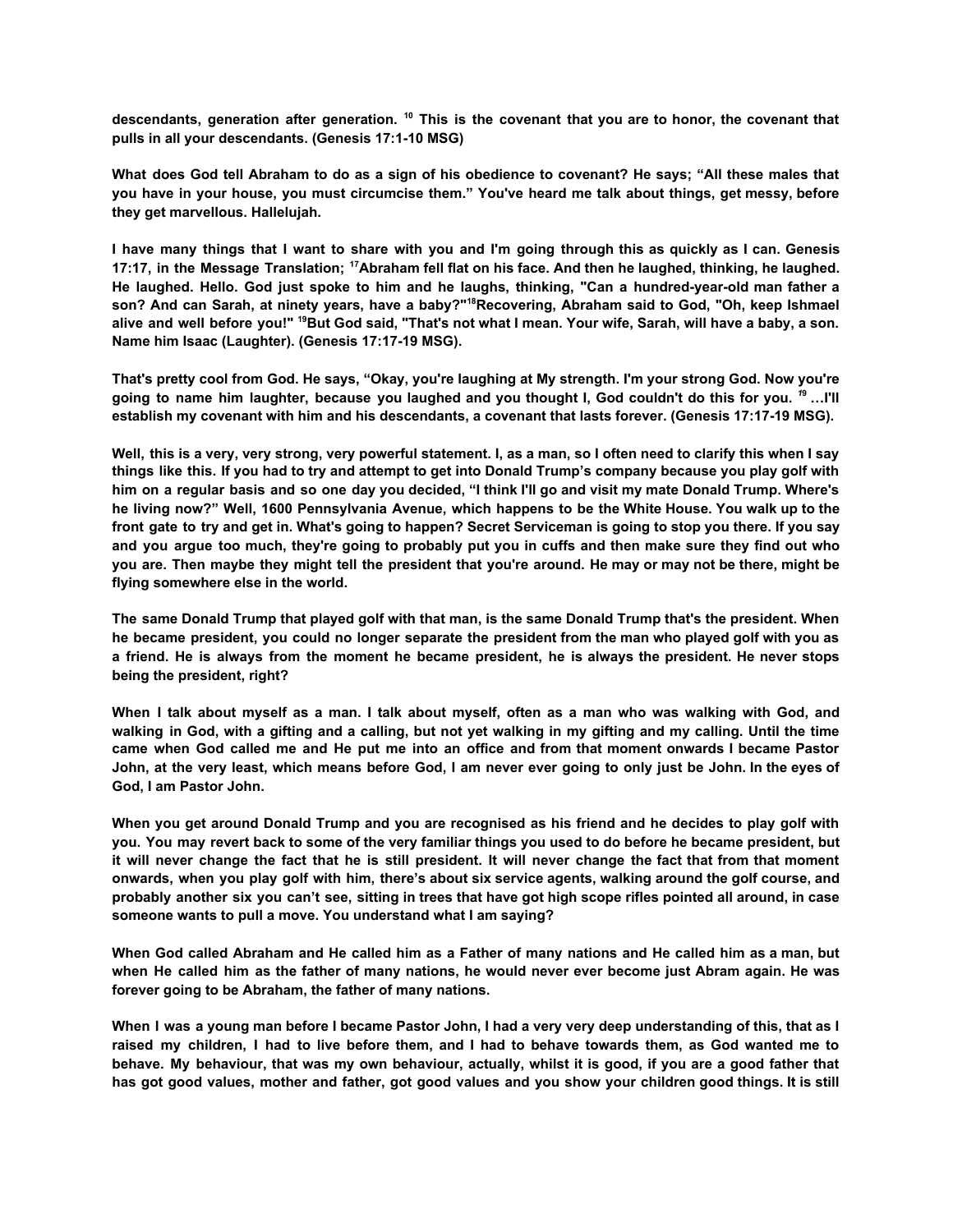**descendants, generation after generation. [10] This is the covenant that you are to honor, the covenant that pulls in all your descendants. (Genesis 17:1-10 MSG)**

**What does God tell Abraham to do as a sign of his obedience to covenant? He says; "All these males that you have in your house, you must circumcise them." You've heard me talk about things, get messy, before they get marvellous. Hallelujah.**

**I have many things that I want to share with you and I'm going through this as quickly as I can. Genesis 17:17, in the Message Translation; [17]Abraham fell flat on his face. And then he laughed, thinking, he laughed. He laughed. Hello. God just spoke to him and he laughs, thinking, "Can a hundred-year-old man father a son? And can Sarah, at ninety years, have a baby?"[18]Recovering, Abraham said to God, "Oh, keep Ishmael alive and well before you!" [19]But God said, "That's not what I mean. Your wife, Sarah, will have a baby, a son. Name him Isaac (Laughter). (Genesis 17:17-19 MSG).**

**That's pretty cool from God. He says, "Okay, you're laughing at My strength. I'm your strong God. Now you're going to name him laughter, because you laughed and you thought I, God couldn't do this for you. [19] …I'll establish my covenant with him and his descendants, a covenant that lasts forever. (Genesis 17:17-19 MSG).**

**Well, this is a very, very strong, very powerful statement. I, as a man, so I often need to clarify this when I say things like this. If you had to try and attempt to get into Donald Trump's company because you play golf with him on a regular basis and so one day you decided, "I think I'll go and visit my mate Donald Trump. Where's he living now?" Well, 1600 Pennsylvania Avenue, which happens to be the White House. You walk up to the front gate to try and get in. What's going to happen? Secret Serviceman is going to stop you there. If you say and you argue too much, they're going to probably put you in cuffs and then make sure they find out who you are. Then maybe they might tell the president that you're around. He may or may not be there, might be flying somewhere else in the world.**

**The same Donald Trump that played golf with that man, is the same Donald Trump that's the president. When he became president, you could no longer separate the president from the man who played golf with you as a friend. He is always from the moment he became president, he is always the president. He never stops being the president, right?**

**When I talk about myself as a man. I talk about myself, often as a man who was walking with God, and walking in God, with a gifting and a calling, but not yet walking in my gifting and my calling. Until the time came when God called me and He put me into an office and from that moment onwards I became Pastor John, at the very least, which means before God, I am never ever going to only just be John. In the eyes of God, I am Pastor John.**

**When you get around Donald Trump and you are recognised as his friend and he decides to play golf with you. You may revert back to some of the very familiar things you used to do before he became president, but it will never change the fact that he is still president. It will never change the fact that from that moment onwards, when you play golf with him, there's about six service agents, walking around the golf course, and probably another six you can't see, sitting in trees that have got high scope rifles pointed all around, in case someone wants to pull a move. You understand what I am saying?**

**When God called Abraham and He called him as a Father of many nations and He called him as a man, but when He called him as the father of many nations, he would never ever become just Abram again. He was forever going to be Abraham, the father of many nations.**

**When I was a young man before I became Pastor John, I had a very very deep understanding of this, that as I raised my children, I had to live before them, and I had to behave towards them, as God wanted me to behave. My behaviour, that was my own behaviour, actually, whilst it is good, if you are a good father that has got good values, mother and father, got good values and you show your children good things. It is still**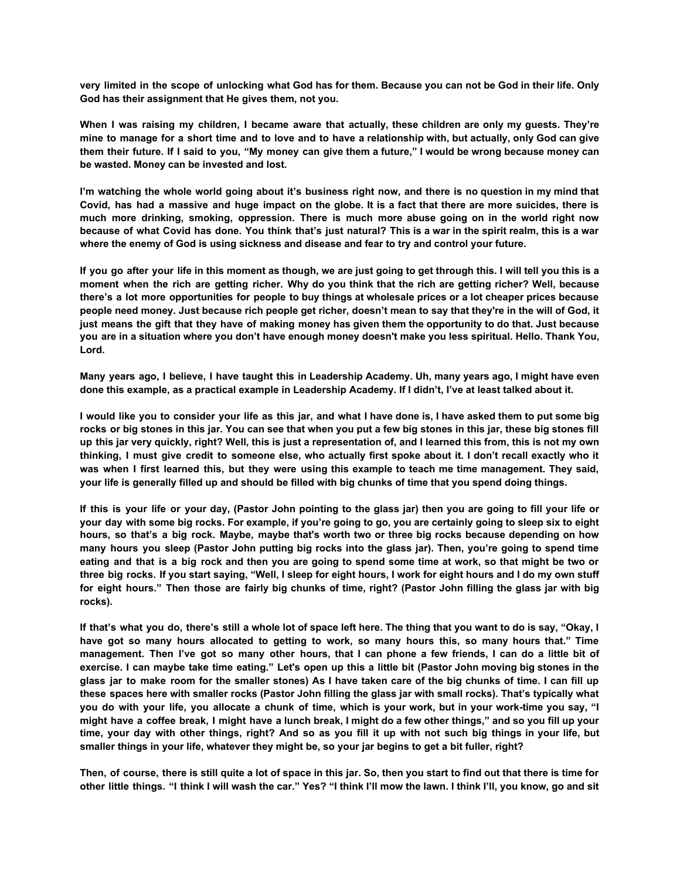**very limited in the scope of unlocking what God has for them. Because you can not be God in their life. Only God has their assignment that He gives them, not you.**

**When I was raising my children, I became aware that actually, these children are only my guests. They're mine to manage for a short time and to love and to have a relationship with, but actually, only God can give them their future. If I said to you, "My money can give them a future," I would be wrong because money can be wasted. Money can be invested and lost.**

**I'm watching the whole world going about it's business right now, and there is no question in my mind that Covid, has had a massive and huge impact on the globe. It is a fact that there are more suicides, there is much more drinking, smoking, oppression. There is much more abuse going on in the world right now because of what Covid has done. You think that's just natural? This is a war in the spirit realm, this is a war where the enemy of God is using sickness and disease and fear to try and control your future.**

**If you go after your life in this moment as though, we are just going to get through this. I will tell you this is a moment when the rich are getting richer. Why do you think that the rich are getting richer? Well, because there's a lot more opportunities for people to buy things at wholesale prices or a lot cheaper prices because people need money. Just because rich people get richer, doesn't mean to say that they're in the will of God, it just means the gift that they have of making money has given them the opportunity to do that. Just because you are in a situation where you don't have enough money doesn't make you less spiritual. Hello. Thank You, Lord.**

**Many years ago, I believe, I have taught this in Leadership Academy. Uh, many years ago, I might have even done this example, as a practical example in Leadership Academy. If I didn't, I've at least talked about it.**

**I would like you to consider your life as this jar, and what I have done is, I have asked them to put some big rocks or big stones in this jar. You can see that when you put a few big stones in this jar, these big stones fill up this jar very quickly, right? Well, this is just a representation of, and I learned this from, this is not my own thinking, I must give credit to someone else, who actually first spoke about it. I don't recall exactly who it was when I first learned this, but they were using this example to teach me time management. They said, your life is generally filled up and should be filled with big chunks of time that you spend doing things.**

**If this is your life or your day, (Pastor John pointing to the glass jar) then you are going to fill your life or your day with some big rocks. For example, if you're going to go, you are certainly going to sleep six to eight hours, so that's a big rock. Maybe, maybe that's worth two or three big rocks because depending on how many hours you sleep (Pastor John putting big rocks into the glass jar). Then, you're going to spend time eating and that is a big rock and then you are going to spend some time at work, so that might be two or three big rocks. If you start saying, "Well, I sleep for eight hours, I work for eight hours and I do my own stuff for eight hours." Then those are fairly big chunks of time, right? (Pastor John filling the glass jar with big rocks).**

**If that's what you do, there's still a whole lot of space left here. The thing that you want to do is say, "Okay, I have got so many hours allocated to getting to work, so many hours this, so many hours that." Time management. Then I've got so many other hours, that I can phone a few friends, I can do a little bit of exercise. I can maybe take time eating." Let's open up this a little bit (Pastor John moving big stones in the glass jar to make room for the smaller stones) As I have taken care of the big chunks of time. I can fill up these spaces here with smaller rocks (Pastor John filling the glass jar with small rocks). That's typically what you do with your life, you allocate a chunk of time, which is your work, but in your work-time you say, "I might have a coffee break, I might have a lunch break, I might do a few other things," and so you fill up your time, your day with other things, right? And so as you fill it up with not such big things in your life, but smaller things in your life, whatever they might be, so your jar begins to get a bit fuller, right?**

**Then, of course, there is still quite a lot of space in this jar. So, then you start to find out that there is time for other little things. "I think I will wash the car." Yes? "I think I'll mow the lawn. I think I'll, you know, go and sit**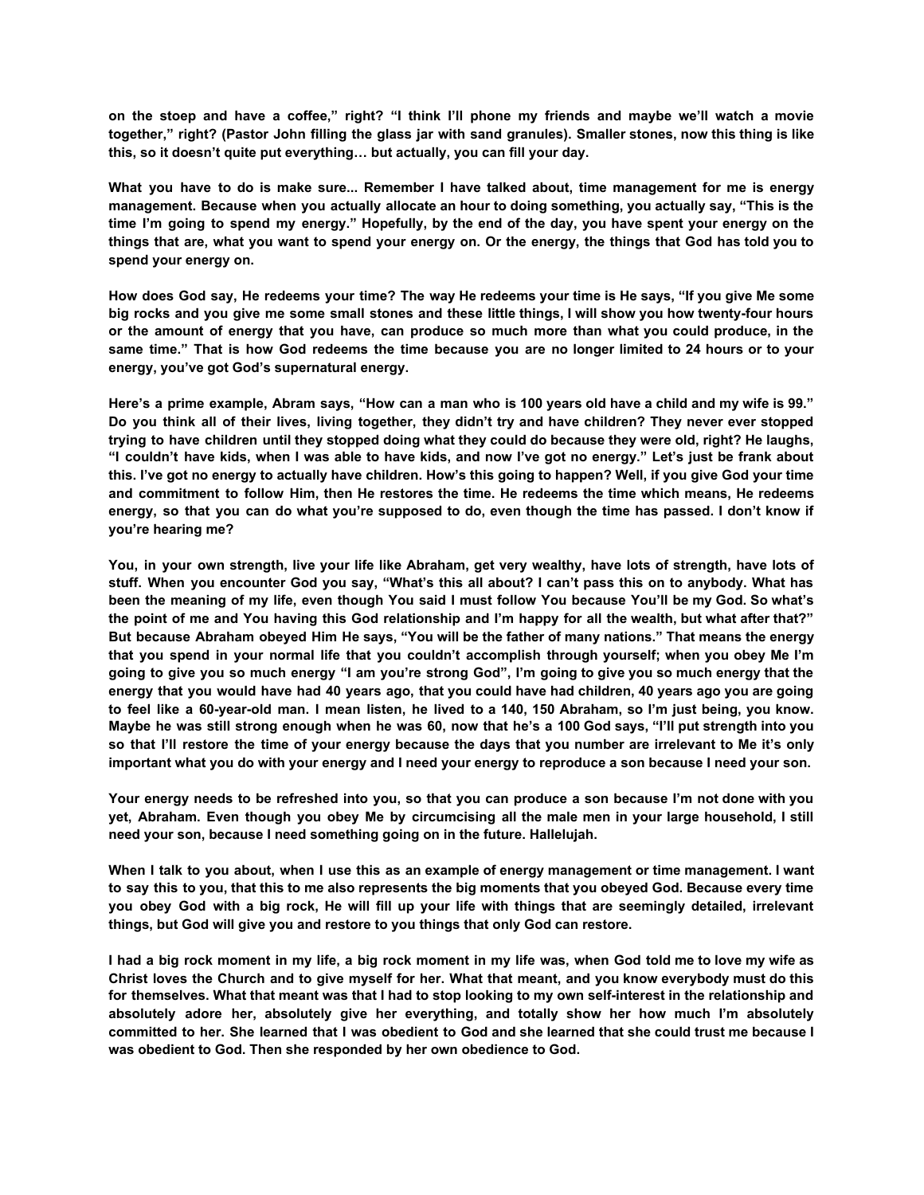**on the stoep and have a coffee," right? "I think I'll phone my friends and maybe we'll watch a movie together," right? (Pastor John filling the glass jar with sand granules). Smaller stones, now this thing is like this, so it doesn't quite put everything… but actually, you can fill your day.**

**What you have to do is make sure... Remember I have talked about, time management for me is energy management. Because when you actually allocate an hour to doing something, you actually say, "This is the time I'm going to spend my energy." Hopefully, by the end of the day, you have spent your energy on the things that are, what you want to spend your energy on. Or the energy, the things that God has told you to spend your energy on.**

**How does God say, He redeems your time? The way He redeems your time is He says, "If you give Me some big rocks and you give me some small stones and these little things, I will show you how twenty-four hours or the amount of energy that you have, can produce so much more than what you could produce, in the same time." That is how God redeems the time because you are no longer limited to 24 hours or to your energy, you've got God's supernatural energy.**

**Here's a prime example, Abram says, "How can a man who is 100 years old have a child and my wife is 99." Do you think all of their lives, living together, they didn't try and have children? They never ever stopped trying to have children until they stopped doing what they could do because they were old, right? He laughs, "I couldn't have kids, when I was able to have kids, and now I've got no energy." Let's just be frank about this. I've got no energy to actually have children. How's this going to happen? Well, if you give God your time and commitment to follow Him, then He restores the time. He redeems the time which means, He redeems energy, so that you can do what you're supposed to do, even though the time has passed. I don't know if you're hearing me?**

**You, in your own strength, live your life like Abraham, get very wealthy, have lots of strength, have lots of stuff. When you encounter God you say, "What's this all about? I can't pass this on to anybody. What has been the meaning of my life, even though You said I must follow You because You'll be my God. So what's the point of me and You having this God relationship and I'm happy for all the wealth, but what after that?" But because Abraham obeyed Him He says, "You will be the father of many nations." That means the energy that you spend in your normal life that you couldn't accomplish through yourself; when you obey Me I'm going to give you so much energy "I am you're strong God", I'm going to give you so much energy that the energy that you would have had 40 years ago, that you could have had children, 40 years ago you are going to feel like a 60-year-old man. I mean listen, he lived to a 140, 150 Abraham, so I'm just being, you know. Maybe he was still strong enough when he was 60, now that he's a 100 God says, "I'll put strength into you so that I'll restore the time of your energy because the days that you number are irrelevant to Me it's only important what you do with your energy and I need your energy to reproduce a son because I need your son.**

**Your energy needs to be refreshed into you, so that you can produce a son because I'm not done with you yet, Abraham. Even though you obey Me by circumcising all the male men in your large household, I still need your son, because I need something going on in the future. Hallelujah.**

**When I talk to you about, when I use this as an example of energy management or time management. I want to say this to you, that this to me also represents the big moments that you obeyed God. Because every time you obey God with a big rock, He will fill up your life with things that are seemingly detailed, irrelevant things, but God will give you and restore to you things that only God can restore.**

**I had a big rock moment in my life, a big rock moment in my life was, when God told me to love my wife as Christ loves the Church and to give myself for her. What that meant, and you know everybody must do this for themselves. What that meant was that I had to stop looking to my own self-interest in the relationship and absolutely adore her, absolutely give her everything, and totally show her how much I'm absolutely committed to her. She learned that I was obedient to God and she learned that she could trust me because I was obedient to God. Then she responded by her own obedience to God.**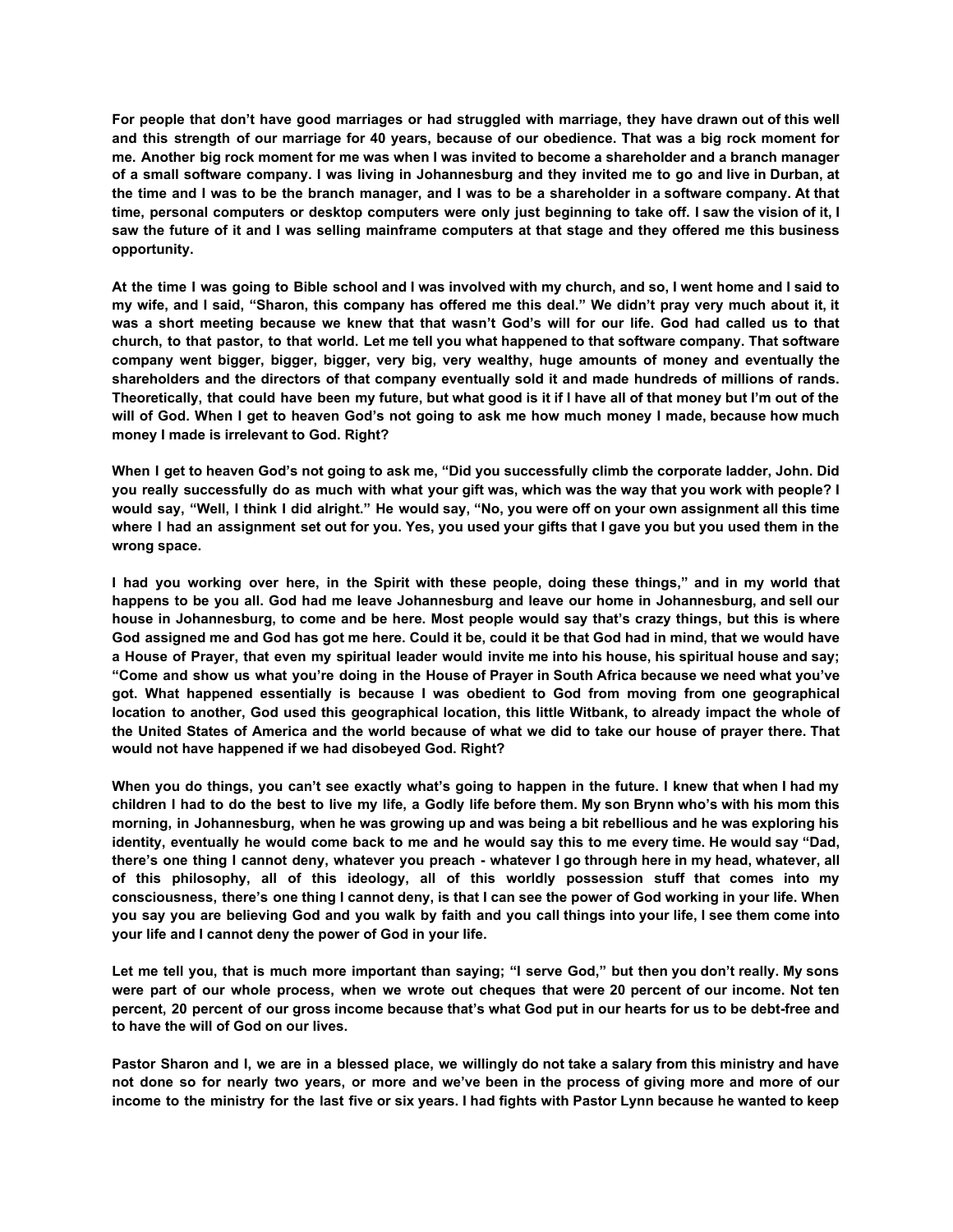**For people that don't have good marriages or had struggled with marriage, they have drawn out of this well and this strength of our marriage for 40 years, because of our obedience. That was a big rock moment for me. Another big rock moment for me was when I was invited to become a shareholder and a branch manager of a small software company. I was living in Johannesburg and they invited me to go and live in Durban, at the time and I was to be the branch manager, and I was to be a shareholder in a software company. At that time, personal computers or desktop computers were only just beginning to take off. I saw the vision of it, I saw the future of it and I was selling mainframe computers at that stage and they offered me this business opportunity.**

**At the time I was going to Bible school and I was involved with my church, and so, I went home and I said to my wife, and I said, "Sharon, this company has offered me this deal." We didn't pray very much about it, it was a short meeting because we knew that that wasn't God's will for our life. God had called us to that church, to that pastor, to that world. Let me tell you what happened to that software company. That software company went bigger, bigger, bigger, very big, very wealthy, huge amounts of money and eventually the shareholders and the directors of that company eventually sold it and made hundreds of millions of rands. Theoretically, that could have been my future, but what good is it if I have all of that money but I'm out of the will of God. When I get to heaven God's not going to ask me how much money I made, because how much money I made is irrelevant to God. Right?**

**When I get to heaven God's not going to ask me, "Did you successfully climb the corporate ladder, John. Did you really successfully do as much with what your gift was, which was the way that you work with people? I would say, "Well, I think I did alright." He would say, "No, you were off on your own assignment all this time where I had an assignment set out for you. Yes, you used your gifts that I gave you but you used them in the wrong space.**

**I had you working over here, in the Spirit with these people, doing these things," and in my world that happens to be you all. God had me leave Johannesburg and leave our home in Johannesburg, and sell our house in Johannesburg, to come and be here. Most people would say that's crazy things, but this is where God assigned me and God has got me here. Could it be, could it be that God had in mind, that we would have a House of Prayer, that even my spiritual leader would invite me into his house, his spiritual house and say; "Come and show us what you're doing in the House of Prayer in South Africa because we need what you've got. What happened essentially is because I was obedient to God from moving from one geographical location to another, God used this geographical location, this little Witbank, to already impact the whole of the United States of America and the world because of what we did to take our house of prayer there. That would not have happened if we had disobeyed God. Right?**

**When you do things, you can't see exactly what's going to happen in the future. I knew that when I had my children I had to do the best to live my life, a Godly life before them. My son Brynn who's with his mom this morning, in Johannesburg, when he was growing up and was being a bit rebellious and he was exploring his identity, eventually he would come back to me and he would say this to me every time. He would say "Dad, there's one thing I cannot deny, whatever you preach - whatever I go through here in my head, whatever, all of this philosophy, all of this ideology, all of this worldly possession stuff that comes into my consciousness, there's one thing I cannot deny, is that I can see the power of God working in your life. When you say you are believing God and you walk by faith and you call things into your life, I see them come into your life and I cannot deny the power of God in your life.**

**Let me tell you, that is much more important than saying; "I serve God," but then you don't really. My sons were part of our whole process, when we wrote out cheques that were 20 percent of our income. Not ten percent, 20 percent of our gross income because that's what God put in our hearts for us to be debt-free and to have the will of God on our lives.**

**Pastor Sharon and I, we are in a blessed place, we willingly do not take a salary from this ministry and have not done so for nearly two years, or more and we've been in the process of giving more and more of our income to the ministry for the last five or six years. I had fights with Pastor Lynn because he wanted to keep**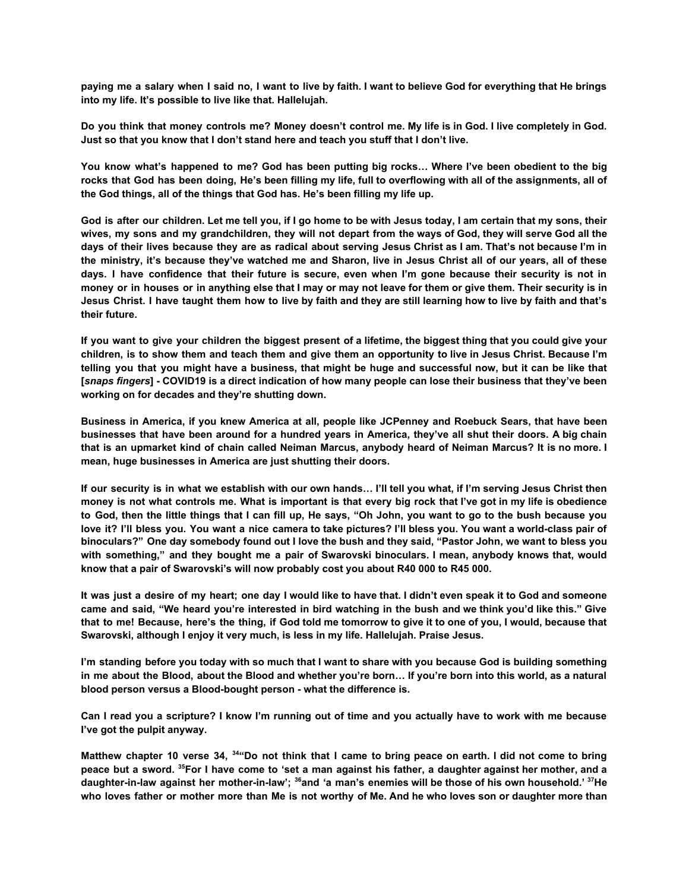**paying me a salary when I said no, I want to live by faith. I want to believe God for everything that He brings into my life. It's possible to live like that. Hallelujah.**

**Do you think that money controls me? Money doesn't control me. My life is in God. I live completely in God. Just so that you know that I don't stand here and teach you stuff that I don't live.**

**You know what's happened to me? God has been putting big rocks… Where I've been obedient to the big rocks that God has been doing, He's been filling my life, full to overflowing with all of the assignments, all of the God things, all of the things that God has. He's been filling my life up.**

**God is after our children. Let me tell you, if I go home to be with Jesus today, I am certain that my sons, their wives, my sons and my grandchildren, they will not depart from the ways of God, they will serve God all the days of their lives because they are as radical about serving Jesus Christ as I am. That's not because I'm in the ministry, it's because they've watched me and Sharon, live in Jesus Christ all of our years, all of these days. I have confidence that their future is secure, even when I'm gone because their security is not in money or in houses or in anything else that I may or may not leave for them or give them. Their security is in Jesus Christ. I have taught them how to live by faith and they are still learning how to live by faith and that's their future.**

**If you want to give your children the biggest present of a lifetime, the biggest thing that you could give your children, is to show them and teach them and give them an opportunity to live in Jesus Christ. Because I'm telling you that you might have a business, that might be huge and successful now, but it can be like that [*snaps fingers*] - COVID19 is a direct indication of how many people can lose their business that they've been working on for decades and they're shutting down.**

**Business in America, if you knew America at all, people like JCPenney and Roebuck Sears, that have been businesses that have been around for a hundred years in America, they've all shut their doors. A big chain that is an upmarket kind of chain called Neiman Marcus, anybody heard of Neiman Marcus? It is no more. I mean, huge businesses in America are just shutting their doors.**

**If our security is in what we establish with our own hands… I'll tell you what, if I'm serving Jesus Christ then money is not what controls me. What is important is that every big rock that I've got in my life is obedience to God, then the little things that I can fill up, He says, "Oh John, you want to go to the bush because you love it? I'll bless you. You want a nice camera to take pictures? I'll bless you. You want a world-class pair of binoculars?" One day somebody found out I love the bush and they said, "Pastor John, we want to bless you with something," and they bought me a pair of Swarovski binoculars. I mean, anybody knows that, would know that a pair of Swarovski's will now probably cost you about R40 000 to R45 000.**

**It was just a desire of my heart; one day I would like to have that. I didn't even speak it to God and someone came and said, "We heard you're interested in bird watching in the bush and we think you'd like this." Give that to me! Because, here's the thing, if God told me tomorrow to give it to one of you, I would, because that Swarovski, although I enjoy it very much, is less in my life. Hallelujah. Praise Jesus.**

**I'm standing before you today with so much that I want to share with you because God is building something in me about the Blood, about the Blood and whether you're born… If you're born into this world, as a natural blood person versus a Blood-bought person - what the difference is.**

**Can I read you a scripture? I know I'm running out of time and you actually have to work with me because I've got the pulpit anyway.**

**Matthew chapter 10 verse 34, [34]"Do not think that I came to bring peace on earth. I did not come to bring peace but a sword. [35]For I have come to 'set a man against his father, a daughter against her mother, and a daughter-in-law against her mother-in-law'; [36]and 'a man's enemies will be those of his own household.' [37]He who loves father or mother more than Me is not worthy of Me. And he who loves son or daughter more than**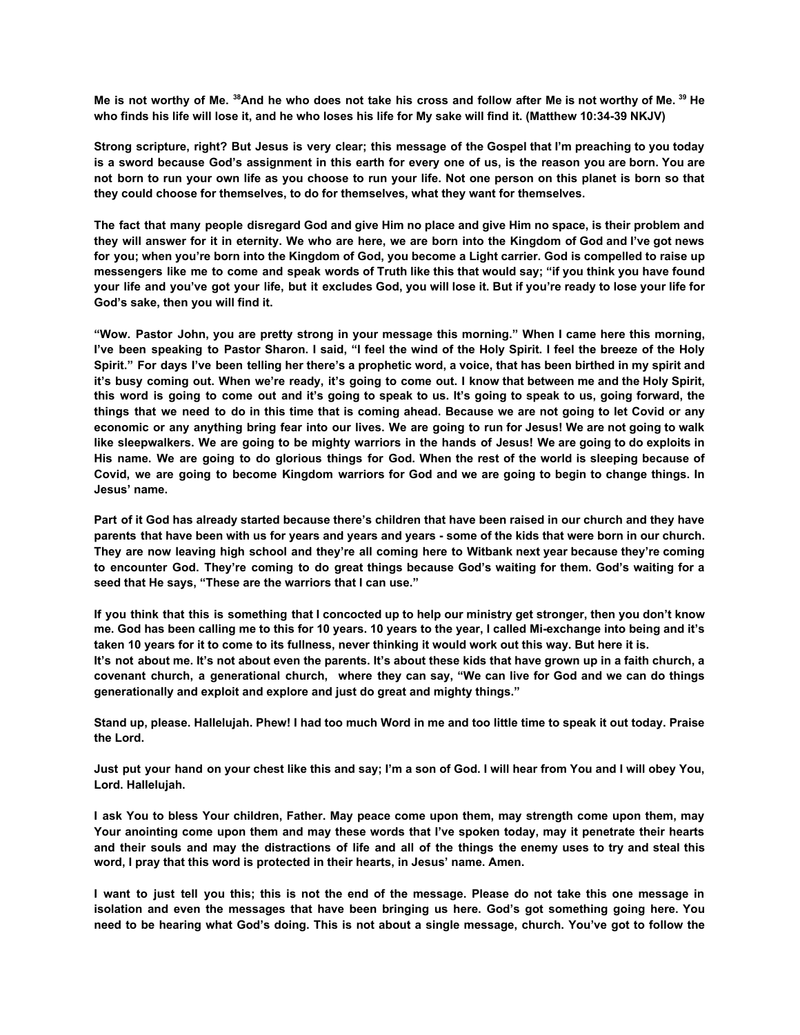**Me is not worthy of Me. [38]And he who does not take his cross and follow after Me is not worthy of Me. [39] He who finds his life will lose it, and he who loses his life for My sake will find it. (Matthew 10:34-39 NKJV)**

**Strong scripture, right? But Jesus is very clear; this message of the Gospel that I'm preaching to you today is a sword because God's assignment in this earth for every one of us, is the reason you are born. You are not born to run your own life as you choose to run your life. Not one person on this planet is born so that they could choose for themselves, to do for themselves, what they want for themselves.**

**The fact that many people disregard God and give Him no place and give Him no space, is their problem and they will answer for it in eternity. We who are here, we are born into the Kingdom of God and I've got news for you; when you're born into the Kingdom of God, you become a Light carrier. God is compelled to raise up messengers like me to come and speak words of Truth like this that would say; "if you think you have found your life and you've got your life, but it excludes God, you will lose it. But if you're ready to lose your life for God's sake, then you will find it.**

**"Wow. Pastor John, you are pretty strong in your message this morning." When I came here this morning, I've been speaking to Pastor Sharon. I said, "I feel the wind of the Holy Spirit. I feel the breeze of the Holy Spirit." For days I've been telling her there's a prophetic word, a voice, that has been birthed in my spirit and it's busy coming out. When we're ready, it's going to come out. I know that between me and the Holy Spirit, this word is going to come out and it's going to speak to us. It's going to speak to us, going forward, the things that we need to do in this time that is coming ahead. Because we are not going to let Covid or any economic or any anything bring fear into our lives. We are going to run for Jesus! We are not going to walk like sleepwalkers. We are going to be mighty warriors in the hands of Jesus! We are going to do exploits in His name. We are going to do glorious things for God. When the rest of the world is sleeping because of Covid, we are going to become Kingdom warriors for God and we are going to begin to change things. In Jesus' name.**

**Part of it God has already started because there's children that have been raised in our church and they have parents that have been with us for years and years and years - some of the kids that were born in our church. They are now leaving high school and they're all coming here to Witbank next year because they're coming to encounter God. They're coming to do great things because God's waiting for them. God's waiting for a seed that He says, "These are the warriors that I can use."**

**If you think that this is something that I concocted up to help our ministry get stronger, then you don't know me. God has been calling me to this for 10 years. 10 years to the year, I called Mi-exchange into being and it's taken 10 years for it to come to its fullness, never thinking it would work out this way. But here it is.**
**It's not about me. It's not about even the parents. It's about these kids that have grown up in a faith church, a covenant church, a generational church, where they can say, "We can live for God and we can do things generationally and exploit and explore and just do great and mighty things."**

**Stand up, please. Hallelujah. Phew! I had too much Word in me and too little time to speak it out today. Praise the Lord.**

**Just put your hand on your chest like this and say; I'm a son of God. I will hear from You and I will obey You, Lord. Hallelujah.**

**I ask You to bless Your children, Father. May peace come upon them, may strength come upon them, may Your anointing come upon them and may these words that I've spoken today, may it penetrate their hearts and their souls and may the distractions of life and all of the things the enemy uses to try and steal this word, I pray that this word is protected in their hearts, in Jesus' name. Amen.**

**I want to just tell you this; this is not the end of the message. Please do not take this one message in isolation and even the messages that have been bringing us here. God's got something going here. You need to be hearing what God's doing. This is not about a single message, church. You've got to follow the**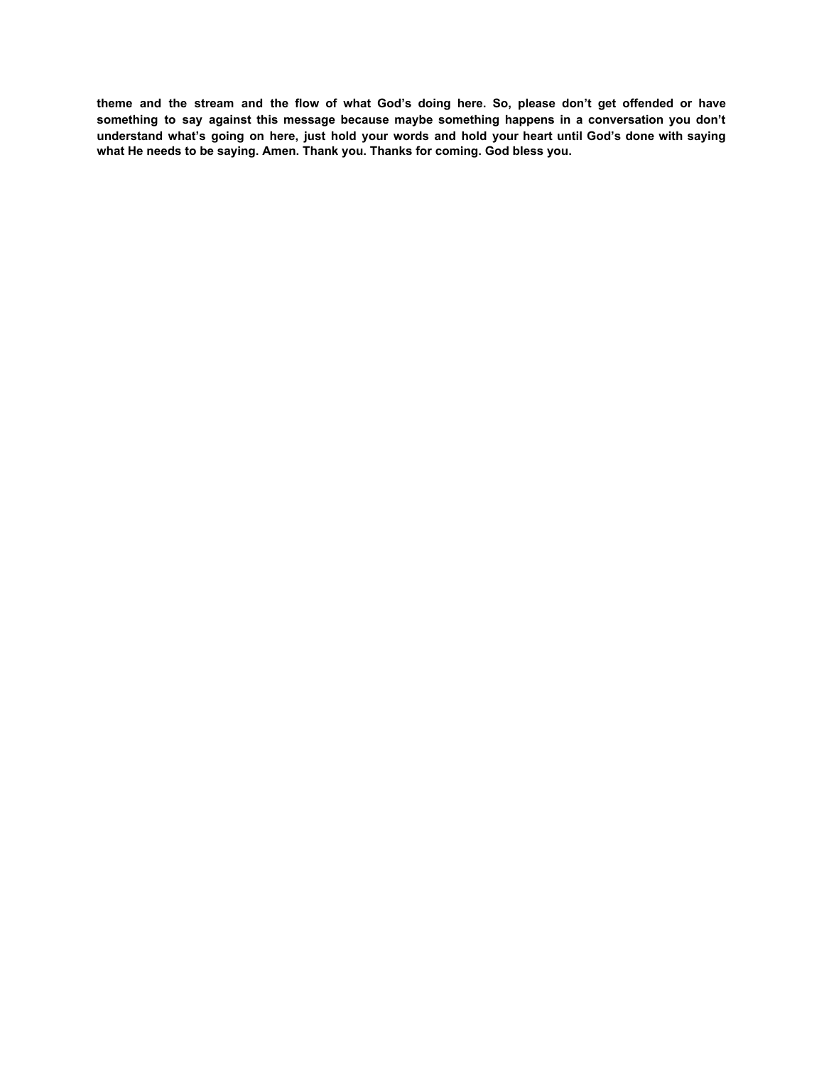**theme and the stream and the flow of what God's doing here. So, please don't get offended or have something to say against this message because maybe something happens in a conversation you don't understand what's going on here, just hold your words and hold your heart until God's done with saying what He needs to be saying. Amen. Thank you. Thanks for coming. God bless you.**